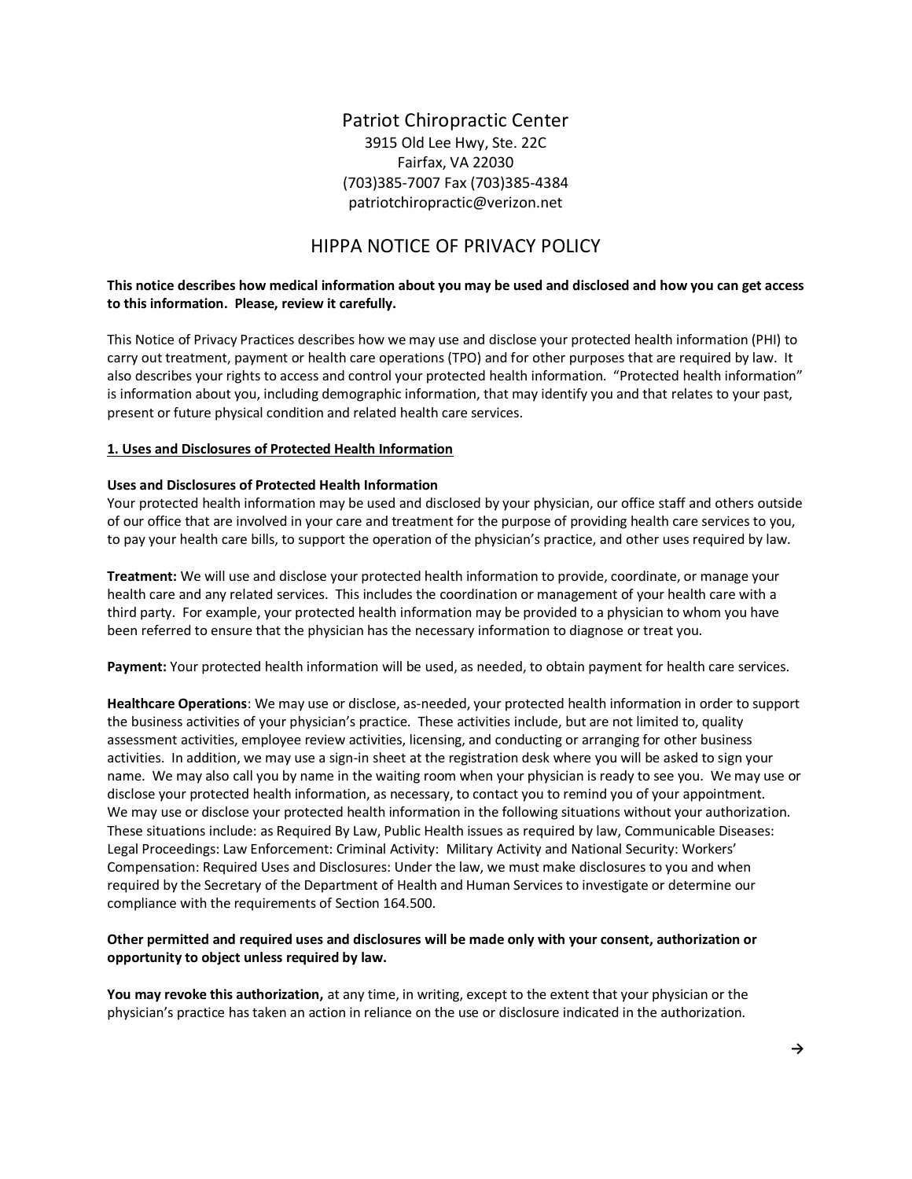# Patriot Chiropractic Center

3915 Old Lee Hwy, Ste. 22C
Fairfax, VA 22030
(703)385-7007 Fax (703)385-4384
patriotchiropractic@verizon.net

## HIPPA NOTICE OF PRIVACY POLICY

**This notice describes how medical information about you may be used and disclosed and how you can get access to this information. Please, review it carefully.**

This Notice of Privacy Practices describes how we may use and disclose your protected health information (PHI) to carry out treatment, payment or health care operations (TPO) and for other purposes that are required by law. It also describes your rights to access and control your protected health information. "Protected health information" is information about you, including demographic information, that may identify you and that relates to your past, present or future physical condition and related health care services.

### 1. Uses and Disclosures of Protected Health Information

**Uses and Disclosures of Protected Health Information**
Your protected health information may be used and disclosed by your physician, our office staff and others outside of our office that are involved in your care and treatment for the purpose of providing health care services to you, to pay your health care bills, to support the operation of the physician's practice, and other uses required by law.

**Treatment:** We will use and disclose your protected health information to provide, coordinate, or manage your health care and any related services. This includes the coordination or management of your health care with a third party. For example, your protected health information may be provided to a physician to whom you have been referred to ensure that the physician has the necessary information to diagnose or treat you.

**Payment:** Your protected health information will be used, as needed, to obtain payment for health care services.

**Healthcare Operations**: We may use or disclose, as-needed, your protected health information in order to support the business activities of your physician's practice. These activities include, but are not limited to, quality assessment activities, employee review activities, licensing, and conducting or arranging for other business activities. In addition, we may use a sign-in sheet at the registration desk where you will be asked to sign your name. We may also call you by name in the waiting room when your physician is ready to see you. We may use or disclose your protected health information, as necessary, to contact you to remind you of your appointment. We may use or disclose your protected health information in the following situations without your authorization. These situations include: as Required By Law, Public Health issues as required by law, Communicable Diseases: Legal Proceedings: Law Enforcement: Criminal Activity: Military Activity and National Security: Workers' Compensation: Required Uses and Disclosures: Under the law, we must make disclosures to you and when required by the Secretary of the Department of Health and Human Services to investigate or determine our compliance with the requirements of Section 164.500.

**Other permitted and required uses and disclosures will be made only with your consent, authorization or opportunity to object unless required by law.**

**You may revoke this authorization,** at any time, in writing, except to the extent that your physician or the physician's practice has taken an action in reliance on the use or disclosure indicated in the authorization.

→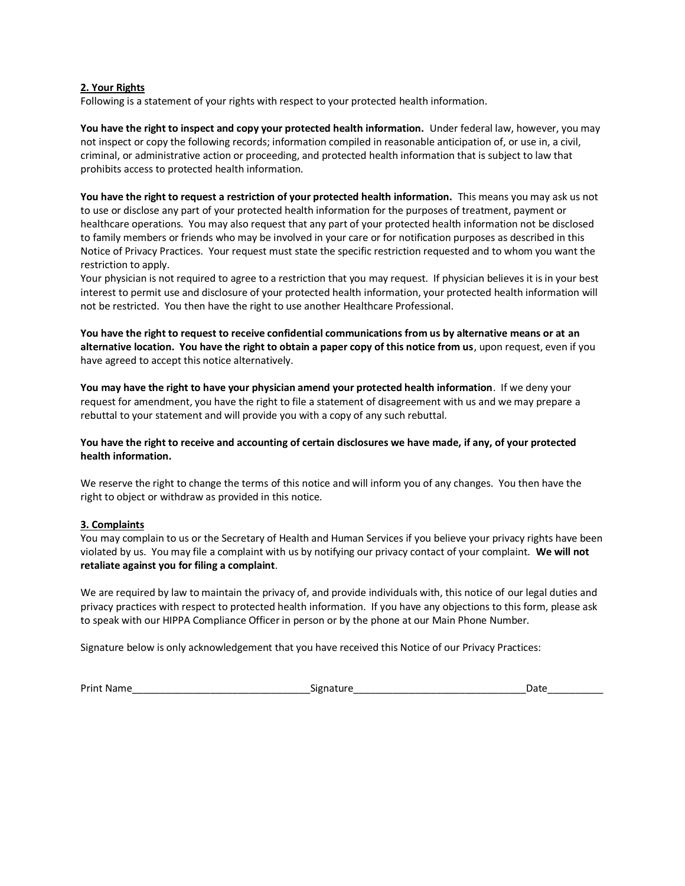**<u>2. Your Rights</u>**

Following is a statement of your rights with respect to your protected health information.

**You have the right to inspect and copy your protected health information.** Under federal law, however, you may not inspect or copy the following records; information compiled in reasonable anticipation of, or use in, a civil, criminal, or administrative action or proceeding, and protected health information that is subject to law that prohibits access to protected health information.

**You have the right to request a restriction of your protected health information.** This means you may ask us not to use or disclose any part of your protected health information for the purposes of treatment, payment or healthcare operations. You may also request that any part of your protected health information not be disclosed to family members or friends who may be involved in your care or for notification purposes as described in this Notice of Privacy Practices. Your request must state the specific restriction requested and to whom you want the restriction to apply.
Your physician is not required to agree to a restriction that you may request. If physician believes it is in your best interest to permit use and disclosure of your protected health information, your protected health information will not be restricted. You then have the right to use another Healthcare Professional.

**You have the right to request to receive confidential communications from us by alternative means or at an alternative location. You have the right to obtain a paper copy of this notice from us**, upon request, even if you have agreed to accept this notice alternatively.

**You may have the right to have your physician amend your protected health information**. If we deny your request for amendment, you have the right to file a statement of disagreement with us and we may prepare a rebuttal to your statement and will provide you with a copy of any such rebuttal.

**You have the right to receive and accounting of certain disclosures we have made, if any, of your protected health information.**

We reserve the right to change the terms of this notice and will inform you of any changes. You then have the right to object or withdraw as provided in this notice.

**<u>3. Complaints</u>**

You may complain to us or the Secretary of Health and Human Services if you believe your privacy rights have been violated by us. You may file a complaint with us by notifying our privacy contact of your complaint. **We will not retaliate against you for filing a complaint**.

We are required by law to maintain the privacy of, and provide individuals with, this notice of our legal duties and privacy practices with respect to protected health information. If you have any objections to this form, please ask to speak with our HIPPA Compliance Officer in person or by the phone at our Main Phone Number.

Signature below is only acknowledgement that you have received this Notice of our Privacy Practices:

Print Name_______________________________Signature______________________________Date__________